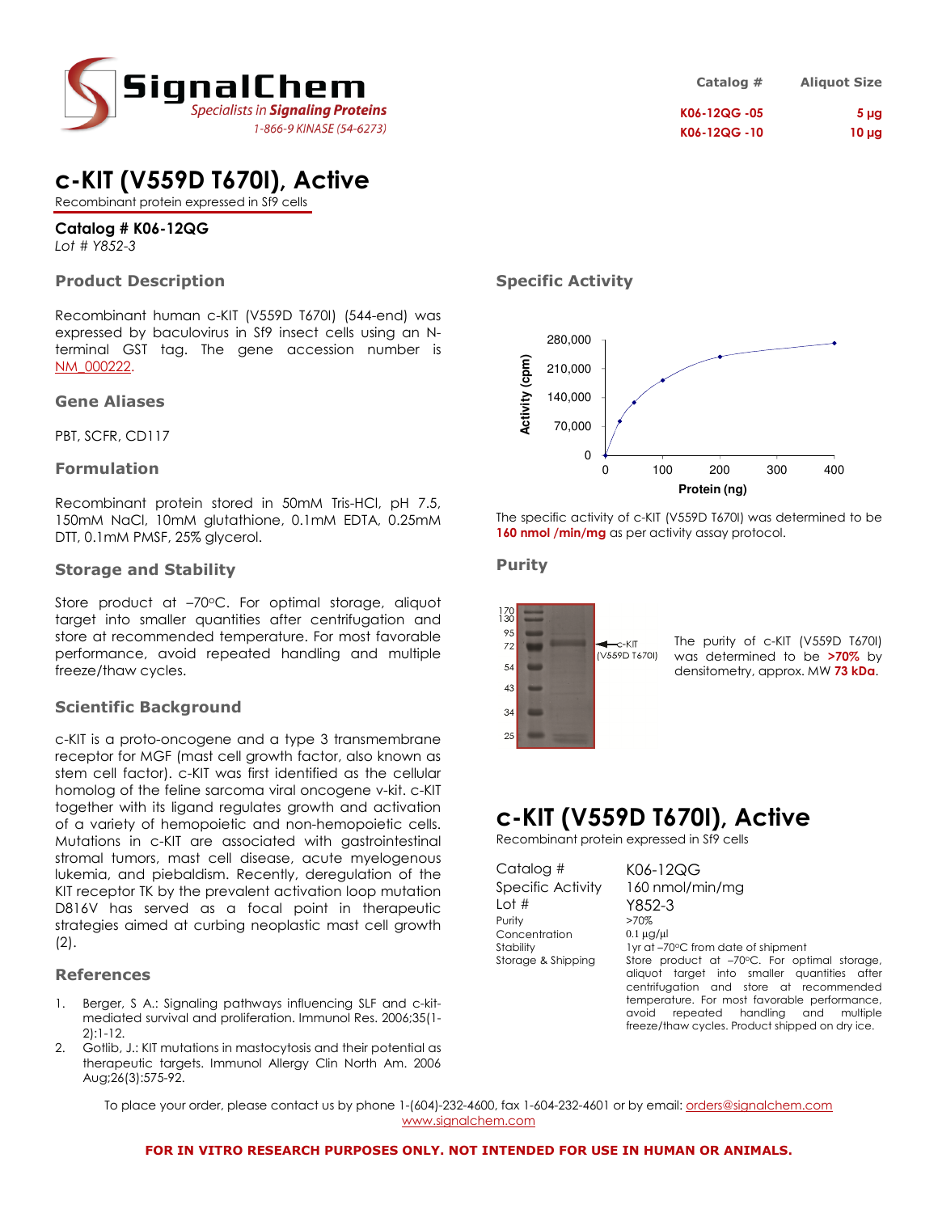# SignalChem

*Specialists in Signaling Proteins*

1-866-9 KINASE (54-6273)

| Catalog # | Aliquot Size |
|---|---|
| K06-12QG -05 | 5 µg |
| K06-12QG -10 | 10 µg |

# c-KIT (V559D T670I), Active

Recombinant protein expressed in Sf9 cells

**Catalog # K06-12QG**

*Lot # Y852-3*

## Product Description

Recombinant human c-KIT (V559D T670I) (544-end) was expressed by baculovirus in Sf9 insect cells using an N-terminal GST tag. The gene accession number is NM_000222.

## Gene Aliases

PBT, SCFR, CD117

## Formulation

Recombinant protein stored in 50mM Tris-HCl, pH 7.5, 150mM NaCl, 10mM glutathione, 0.1mM EDTA, 0.25mM DTT, 0.1mM PMSF, 25% glycerol.

## Storage and Stability

Store product at –70°C. For optimal storage, aliquot target into smaller quantities after centrifugation and store at recommended temperature. For most favorable performance, avoid repeated handling and multiple freeze/thaw cycles.

## Scientific Background

c-KIT is a proto-oncogene and a type 3 transmembrane receptor for MGF (mast cell growth factor, also known as stem cell factor). c-KIT was first identified as the cellular homolog of the feline sarcoma viral oncogene v-kit. c-KIT together with its ligand regulates growth and activation of a variety of hemopoietic and non-hemopoietic cells. Mutations in c-KIT are associated with gastrointestinal stromal tumors, mast cell disease, acute myelogenous lukemia, and piebaldism. Recently, deregulation of the KIT receptor TK by the prevalent activation loop mutation D816V has served as a focal point in therapeutic strategies aimed at curbing neoplastic mast cell growth (2).

## References

1. Berger, S A.: Signaling pathways influencing SLF and c-kit-mediated survival and proliferation. Immunol Res. 2006;35(1-2):1-12.
2. Gotlib, J.: KIT mutations in mastocytosis and their potential as therapeutic targets. Immunol Allergy Clin North Am. 2006 Aug;26(3):575-92.

## Specific Activity

The specific activity of c-KIT (V559D T670I) was determined to be **160 nmol /min/mg** as per activity assay protocol.

## Purity

The purity of c-KIT (V559D T670I) was determined to be **>70%** by densitometry, approx. MW **73 kDa**.

# c-KIT (V559D T670I), Active

Recombinant protein expressed in Sf9 cells

| | |
|---|---|
| Catalog # | K06-12QG |
| Specific Activity | 160 nmol/min/mg |
| Lot # | Y852-3 |
| Purity | >70% |
| Concentration | 0.1 µg/µl |
| Stability | 1yr at –70°C from date of shipment |
| Storage & Shipping | Store product at –70°C. For optimal storage, aliquot target into smaller quantities after centrifugation and store at recommended temperature. For most favorable performance, avoid repeated handling and multiple freeze/thaw cycles. Product shipped on dry ice. |

To place your order, please contact us by phone 1-(604)-232-4600, fax 1-604-232-4601 or by email: orders@signalchem.com
www.signalchem.com

**FOR IN VITRO RESEARCH PURPOSES ONLY. NOT INTENDED FOR USE IN HUMAN OR ANIMALS.**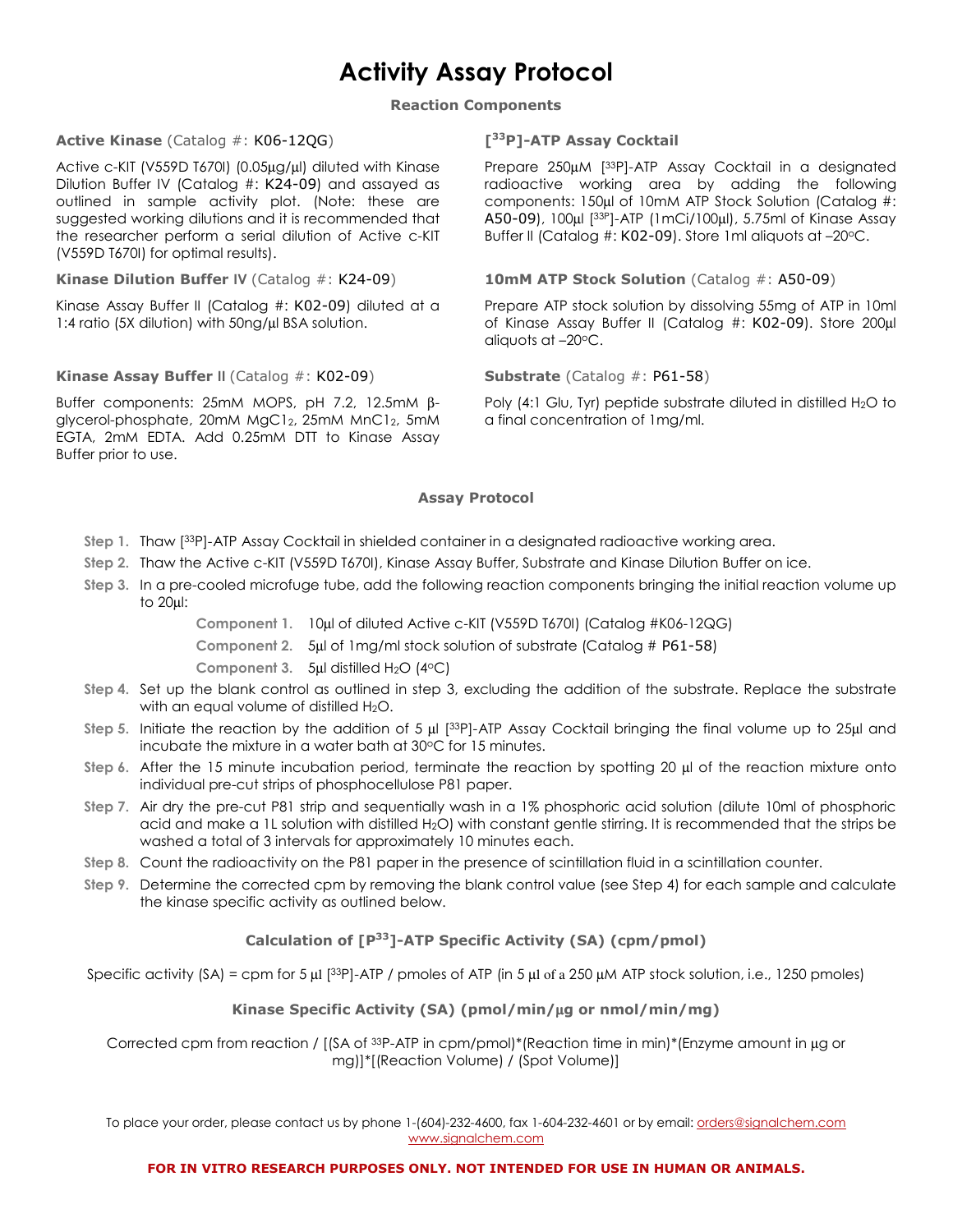# Activity Assay Protocol

## Reaction Components

### Active Kinase (Catalog #: K06-12QG)

Active c-KIT (V559D T670I) (0.05µg/µl) diluted with Kinase Dilution Buffer IV (Catalog #: K24-09) and assayed as outlined in sample activity plot. (Note: these are suggested working dilutions and it is recommended that the researcher perform a serial dilution of Active c-KIT (V559D T670I) for optimal results).

### Kinase Dilution Buffer IV (Catalog #: K24-09)

Kinase Assay Buffer II (Catalog #: K02-09) diluted at a 1:4 ratio (5X dilution) with 50ng/µl BSA solution.

### Kinase Assay Buffer II (Catalog #: K02-09)

Buffer components: 25mM MOPS, pH 7.2, 12.5mM β-glycerol-phosphate, 20mM $MgCl_2$, 25mM $MnCl_2$, 5mM EGTA, 2mM EDTA. Add 0.25mM DTT to Kinase Assay Buffer prior to use.

### [$^{33}$P]-ATP Assay Cocktail

Prepare 250µM [$^{33}$P]-ATP Assay Cocktail in a designated radioactive working area by adding the following components: 150µl of 10mM ATP Stock Solution (Catalog #: A50-09), 100µl [$^{33}$P]-ATP (1mCi/100µl), 5.75ml of Kinase Assay Buffer II (Catalog #: K02-09). Store 1ml aliquots at –20°C.

### 10mM ATP Stock Solution (Catalog #: A50-09)

Prepare ATP stock solution by dissolving 55mg of ATP in 10ml of Kinase Assay Buffer II (Catalog #: K02-09). Store 200µl aliquots at –20°C.

### Substrate (Catalog #: P61-58)

Poly (4:1 Glu, Tyr) peptide substrate diluted in distilled $H_2O$ to a final concentration of 1mg/ml.

## Assay Protocol

- **Step 1.** Thaw [$^{33}$P]-ATP Assay Cocktail in shielded container in a designated radioactive working area.
- **Step 2.** Thaw the Active c-KIT (V559D T670I), Kinase Assay Buffer, Substrate and Kinase Dilution Buffer on ice.
- **Step 3.** In a pre-cooled microfuge tube, add the following reaction components bringing the initial reaction volume up to 20µl:
  - **Component 1.** 10µl of diluted Active c-KIT (V559D T670I) (Catalog #K06-12QG)
  - **Component 2.** 5µl of 1mg/ml stock solution of substrate (Catalog # P61-58)
  - **Component 3.** 5µl distilled $H_2O$ (4°C)
- **Step 4.** Set up the blank control as outlined in step 3, excluding the addition of the substrate. Replace the substrate with an equal volume of distilled $H_2O$.
- **Step 5.** Initiate the reaction by the addition of 5 µl [$^{33}$P]-ATP Assay Cocktail bringing the final volume up to 25µl and incubate the mixture in a water bath at 30°C for 15 minutes.
- **Step 6.** After the 15 minute incubation period, terminate the reaction by spotting 20 µl of the reaction mixture onto individual pre-cut strips of phosphocellulose P81 paper.
- **Step 7.** Air dry the pre-cut P81 strip and sequentially wash in a 1% phosphoric acid solution (dilute 10ml of phosphoric acid and make a 1L solution with distilled $H_2O$) with constant gentle stirring. It is recommended that the strips be washed a total of 3 intervals for approximately 10 minutes each.
- **Step 8.** Count the radioactivity on the P81 paper in the presence of scintillation fluid in a scintillation counter.
- **Step 9.** Determine the corrected cpm by removing the blank control value (see Step 4) for each sample and calculate the kinase specific activity as outlined below.

### Calculation of [P$^{33}$]-ATP Specific Activity (SA) (cpm/pmol)

Specific activity (SA) = cpm for 5 µl [$^{33}$P]-ATP / pmoles of ATP (in 5 µl of a 250 µM ATP stock solution, i.e., 1250 pmoles)

### Kinase Specific Activity (SA) (pmol/min/µg or nmol/min/mg)

Corrected cpm from reaction / [(SA of $^{33}$P-ATP in cpm/pmol)*(Reaction time in min)*(Enzyme amount in µg or mg)]*[(Reaction Volume) / (Spot Volume)]

To place your order, please contact us by phone 1-(604)-232-4600, fax 1-604-232-4601 or by email: orders@signalchem.com
www.signalchem.com

**FOR IN VITRO RESEARCH PURPOSES ONLY. NOT INTENDED FOR USE IN HUMAN OR ANIMALS.**